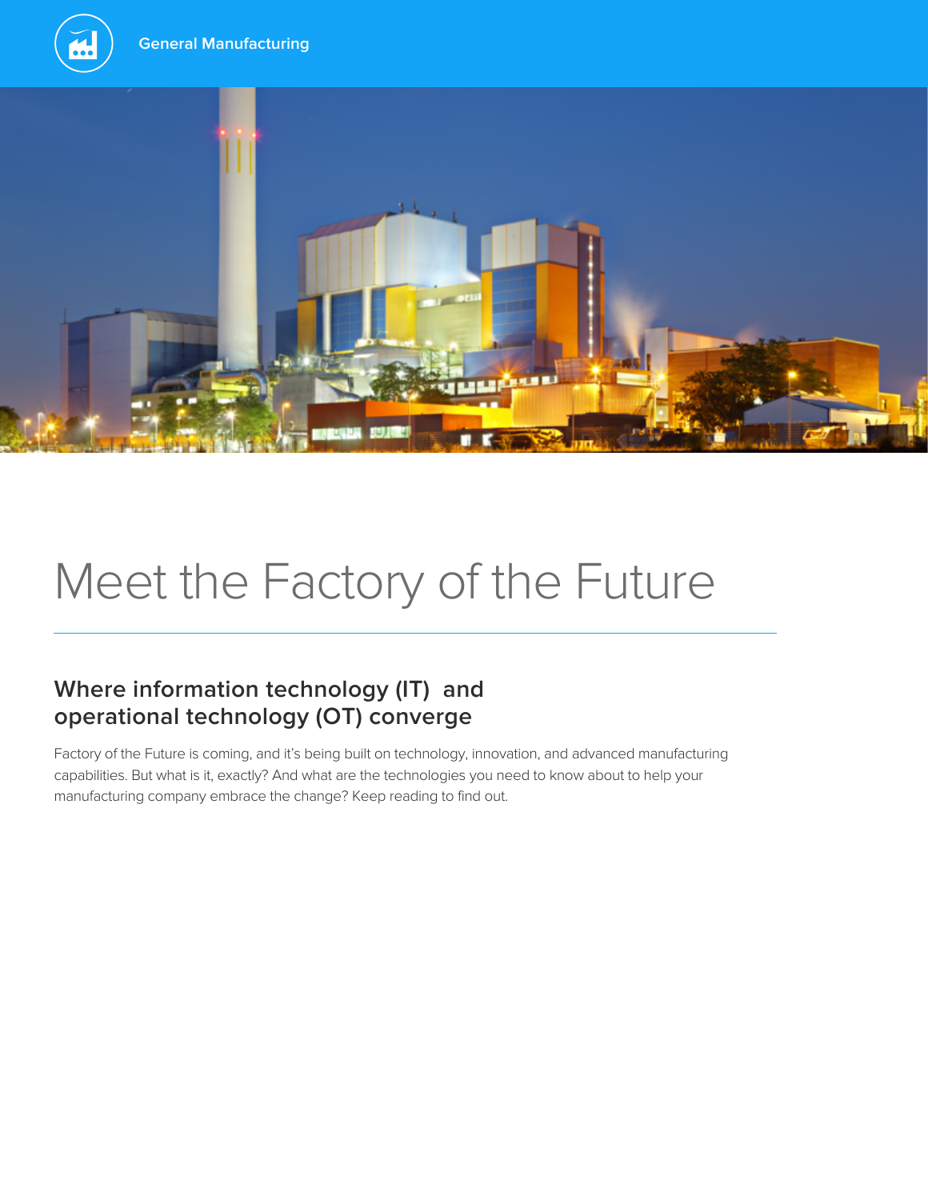General Manufacturing

# Meet the Factory of the Future

## Where information technology (IT) and operational technology (OT) converge

Factory of the Future is coming, and it's being built on technology, innovation, and advanced manufacturing capabilities. But what is it, exactly? And what are the technologies you need to know about to help your manufacturing company embrace the change? Keep reading to find out.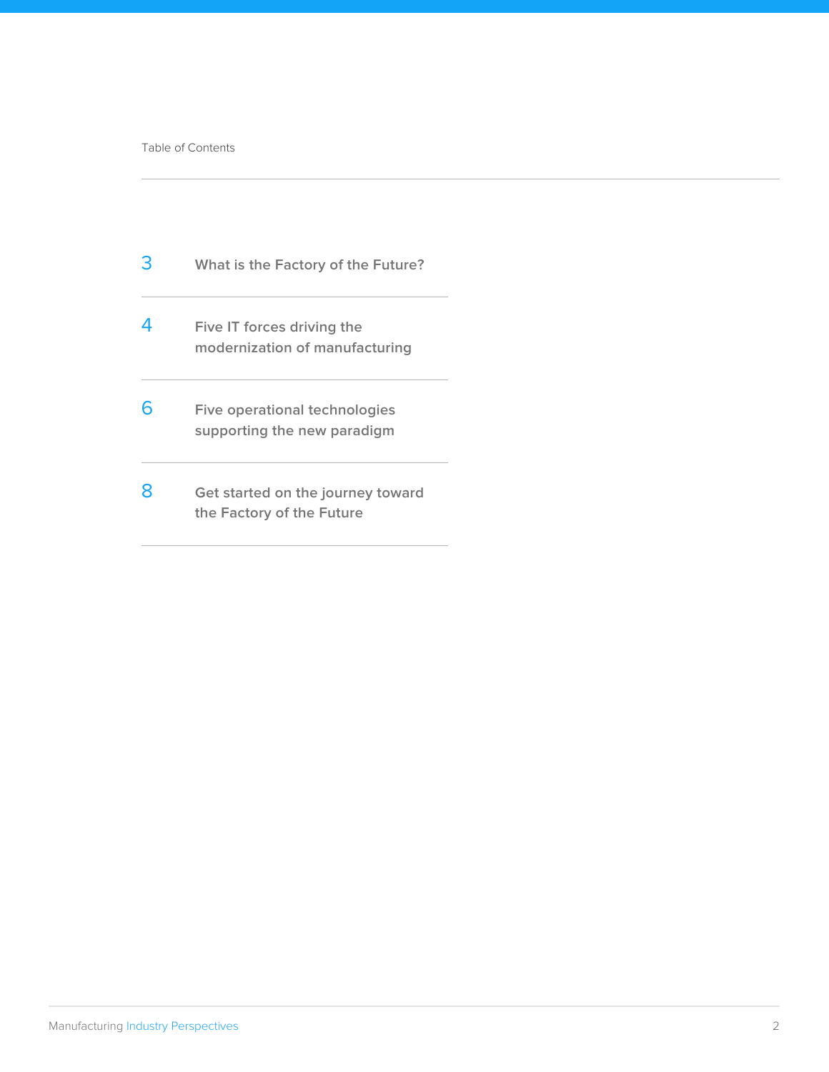Table of Contents

| | |
|---|---|
| 3 | What is the Factory of the Future? |
| 4 | Five IT forces driving the modernization of manufacturing |
| 6 | Five operational technologies supporting the new paradigm |
| 8 | Get started on the journey toward the Factory of the Future |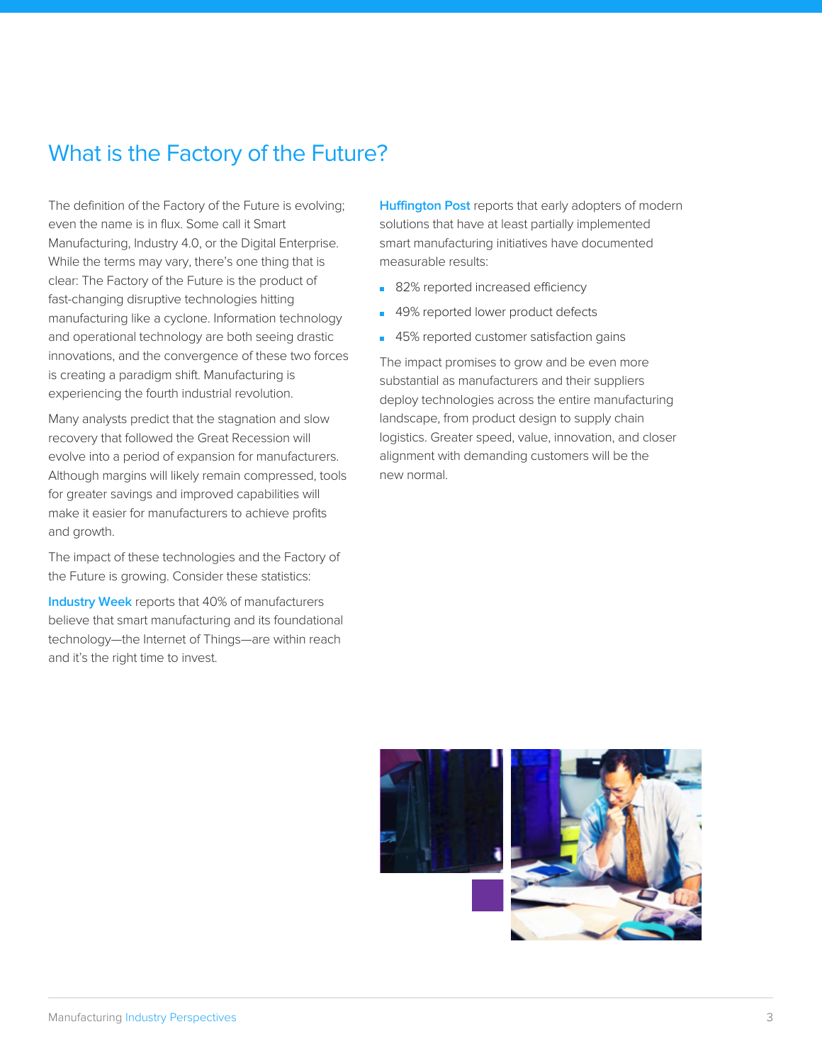# What is the Factory of the Future?

The definition of the Factory of the Future is evolving; even the name is in flux. Some call it Smart Manufacturing, Industry 4.0, or the Digital Enterprise. While the terms may vary, there's one thing that is clear: The Factory of the Future is the product of fast-changing disruptive technologies hitting manufacturing like a cyclone. Information technology and operational technology are both seeing drastic innovations, and the convergence of these two forces is creating a paradigm shift. Manufacturing is experiencing the fourth industrial revolution.

Many analysts predict that the stagnation and slow recovery that followed the Great Recession will evolve into a period of expansion for manufacturers. Although margins will likely remain compressed, tools for greater savings and improved capabilities will make it easier for manufacturers to achieve profits and growth.

The impact of these technologies and the Factory of the Future is growing. Consider these statistics:

**Industry Week** reports that 40% of manufacturers believe that smart manufacturing and its foundational technology—the Internet of Things—are within reach and it's the right time to invest.

**Huffington Post** reports that early adopters of modern solutions that have at least partially implemented smart manufacturing initiatives have documented measurable results:

- 82% reported increased efficiency
- 49% reported lower product defects
- 45% reported customer satisfaction gains

The impact promises to grow and be even more substantial as manufacturers and their suppliers deploy technologies across the entire manufacturing landscape, from product design to supply chain logistics. Greater speed, value, innovation, and closer alignment with demanding customers will be the new normal.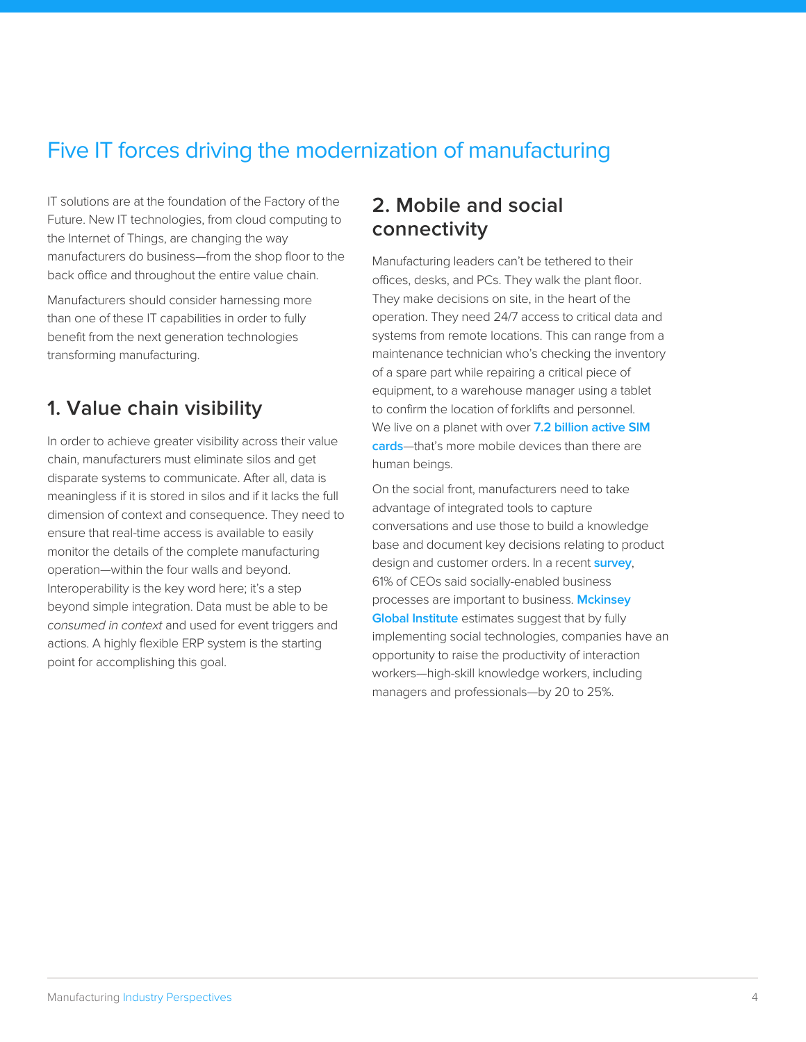# Five IT forces driving the modernization of manufacturing

IT solutions are at the foundation of the Factory of the Future. New IT technologies, from cloud computing to the Internet of Things, are changing the way manufacturers do business—from the shop floor to the back office and throughout the entire value chain.

Manufacturers should consider harnessing more than one of these IT capabilities in order to fully benefit from the next generation technologies transforming manufacturing.

## 1. Value chain visibility

In order to achieve greater visibility across their value chain, manufacturers must eliminate silos and get disparate systems to communicate. After all, data is meaningless if it is stored in silos and if it lacks the full dimension of context and consequence. They need to ensure that real-time access is available to easily monitor the details of the complete manufacturing operation—within the four walls and beyond. Interoperability is the key word here; it's a step beyond simple integration. Data must be able to be *consumed in context* and used for event triggers and actions. A highly flexible ERP system is the starting point for accomplishing this goal.

## 2. Mobile and social connectivity

Manufacturing leaders can't be tethered to their offices, desks, and PCs. They walk the plant floor. They make decisions on site, in the heart of the operation. They need 24/7 access to critical data and systems from remote locations. This can range from a maintenance technician who's checking the inventory of a spare part while repairing a critical piece of equipment, to a warehouse manager using a tablet to confirm the location of forklifts and personnel. We live on a planet with over **7.2 billion active SIM cards**—that's more mobile devices than there are human beings.

On the social front, manufacturers need to take advantage of integrated tools to capture conversations and use those to build a knowledge base and document key decisions relating to product design and customer orders. In a recent **survey**, 61% of CEOs said socially-enabled business processes are important to business. **Mckinsey Global Institute** estimates suggest that by fully implementing social technologies, companies have an opportunity to raise the productivity of interaction workers—high-skill knowledge workers, including managers and professionals—by 20 to 25%.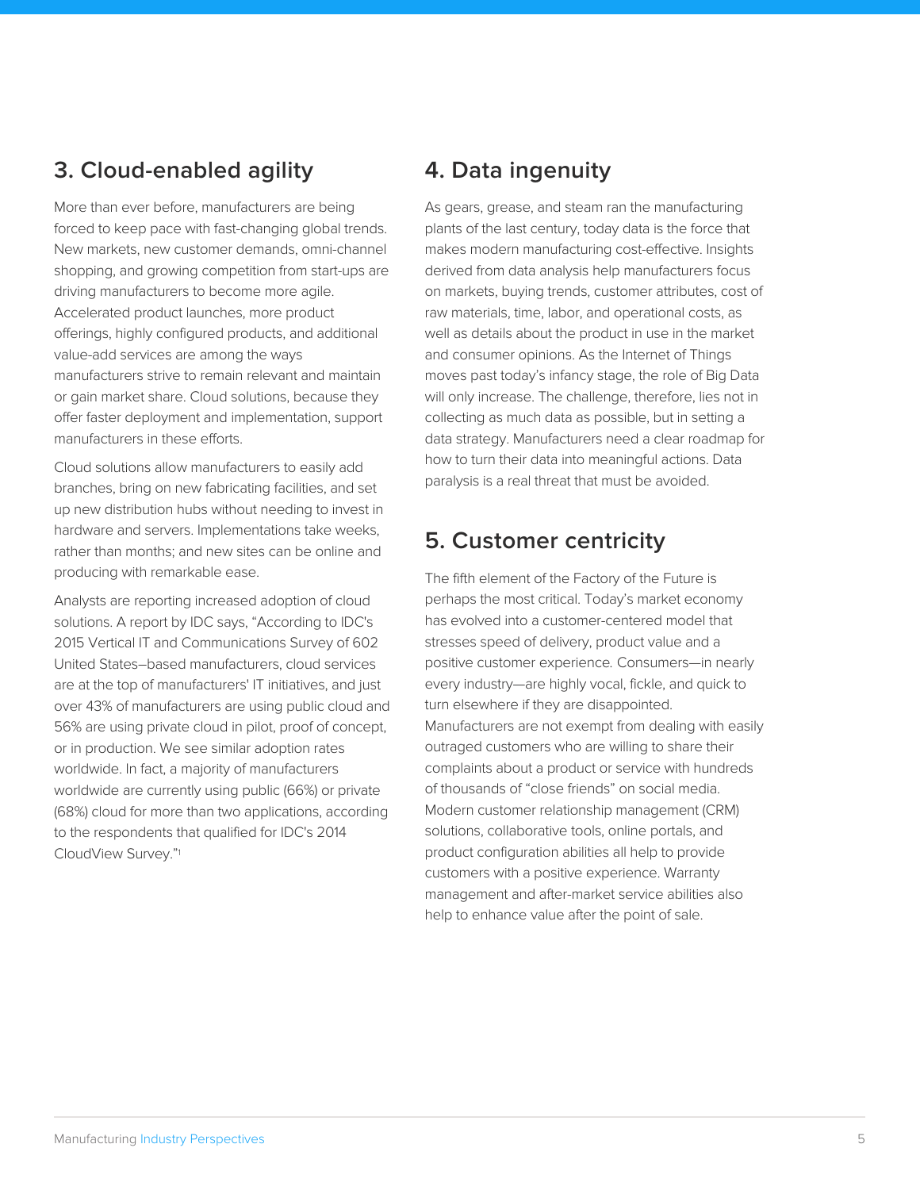## 3. Cloud-enabled agility

More than ever before, manufacturers are being forced to keep pace with fast-changing global trends. New markets, new customer demands, omni-channel shopping, and growing competition from start-ups are driving manufacturers to become more agile. Accelerated product launches, more product offerings, highly configured products, and additional value-add services are among the ways manufacturers strive to remain relevant and maintain or gain market share. Cloud solutions, because they offer faster deployment and implementation, support manufacturers in these efforts.

Cloud solutions allow manufacturers to easily add branches, bring on new fabricating facilities, and set up new distribution hubs without needing to invest in hardware and servers. Implementations take weeks, rather than months; and new sites can be online and producing with remarkable ease.

Analysts are reporting increased adoption of cloud solutions. A report by IDC says, "According to IDC's 2015 Vertical IT and Communications Survey of 602 United States–based manufacturers, cloud services are at the top of manufacturers' IT initiatives, and just over 43% of manufacturers are using public cloud and 56% are using private cloud in pilot, proof of concept, or in production. We see similar adoption rates worldwide. In fact, a majority of manufacturers worldwide are currently using public (66%) or private (68%) cloud for more than two applications, according to the respondents that qualified for IDC's 2014 CloudView Survey."[1]

## 4. Data ingenuity

As gears, grease, and steam ran the manufacturing plants of the last century, today data is the force that makes modern manufacturing cost-effective. Insights derived from data analysis help manufacturers focus on markets, buying trends, customer attributes, cost of raw materials, time, labor, and operational costs, as well as details about the product in use in the market and consumer opinions. As the Internet of Things moves past today's infancy stage, the role of Big Data will only increase. The challenge, therefore, lies not in collecting as much data as possible, but in setting a data strategy. Manufacturers need a clear roadmap for how to turn their data into meaningful actions. Data paralysis is a real threat that must be avoided.

## 5. Customer centricity

The fifth element of the Factory of the Future is perhaps the most critical. Today's market economy has evolved into a customer-centered model that stresses speed of delivery, product value and a positive customer experience. Consumers—in nearly every industry—are highly vocal, fickle, and quick to turn elsewhere if they are disappointed. Manufacturers are not exempt from dealing with easily outraged customers who are willing to share their complaints about a product or service with hundreds of thousands of "close friends" on social media. Modern customer relationship management (CRM) solutions, collaborative tools, online portals, and product configuration abilities all help to provide customers with a positive experience. Warranty management and after-market service abilities also help to enhance value after the point of sale.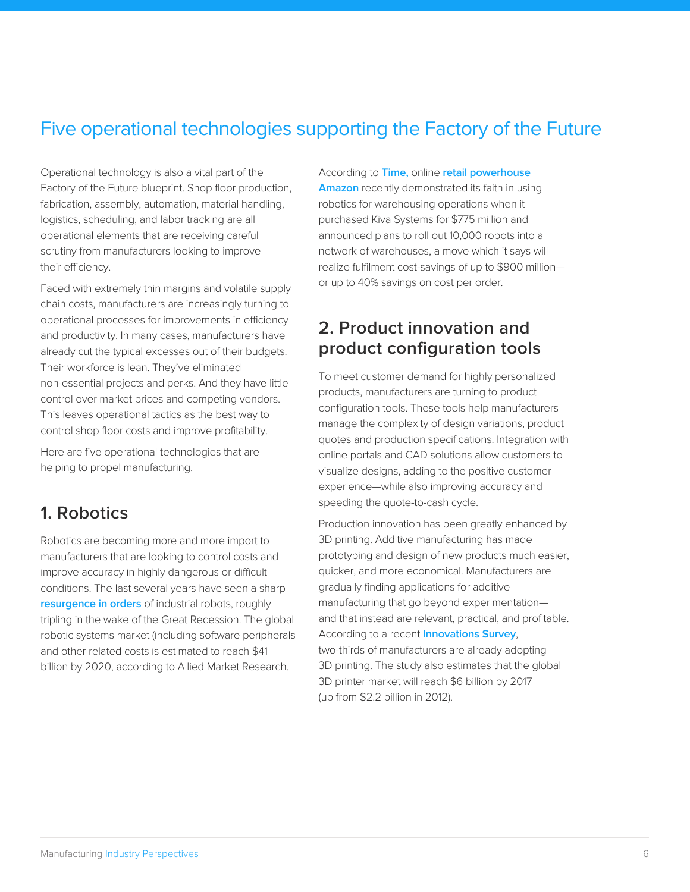# Five operational technologies supporting the Factory of the Future

Operational technology is also a vital part of the Factory of the Future blueprint. Shop floor production, fabrication, assembly, automation, material handling, logistics, scheduling, and labor tracking are all operational elements that are receiving careful scrutiny from manufacturers looking to improve their efficiency.

Faced with extremely thin margins and volatile supply chain costs, manufacturers are increasingly turning to operational processes for improvements in efficiency and productivity. In many cases, manufacturers have already cut the typical excesses out of their budgets. Their workforce is lean. They've eliminated non-essential projects and perks. And they have little control over market prices and competing vendors. This leaves operational tactics as the best way to control shop floor costs and improve profitability.

Here are five operational technologies that are helping to propel manufacturing.

## 1. Robotics

Robotics are becoming more and more import to manufacturers that are looking to control costs and improve accuracy in highly dangerous or difficult conditions. The last several years have seen a sharp **resurgence in orders** of industrial robots, roughly tripling in the wake of the Great Recession. The global robotic systems market (including software peripherals and other related costs is estimated to reach $41 billion by 2020, according to Allied Market Research.

According to **Time,** online **retail powerhouse Amazon** recently demonstrated its faith in using robotics for warehousing operations when it purchased Kiva Systems for $775 million and announced plans to roll out 10,000 robots into a network of warehouses, a move which it says will realize fulfilment cost-savings of up to $900 million—or up to 40% savings on cost per order.

## 2. Product innovation and product configuration tools

To meet customer demand for highly personalized products, manufacturers are turning to product configuration tools. These tools help manufacturers manage the complexity of design variations, product quotes and production specifications. Integration with online portals and CAD solutions allow customers to visualize designs, adding to the positive customer experience—while also improving accuracy and speeding the quote-to-cash cycle.

Production innovation has been greatly enhanced by 3D printing. Additive manufacturing has made prototyping and design of new products much easier, quicker, and more economical. Manufacturers are gradually finding applications for additive manufacturing that go beyond experimentation—and that instead are relevant, practical, and profitable. According to a recent **Innovations Survey**, two-thirds of manufacturers are already adopting 3D printing. The study also estimates that the global 3D printer market will reach $6 billion by 2017 (up from $2.2 billion in 2012).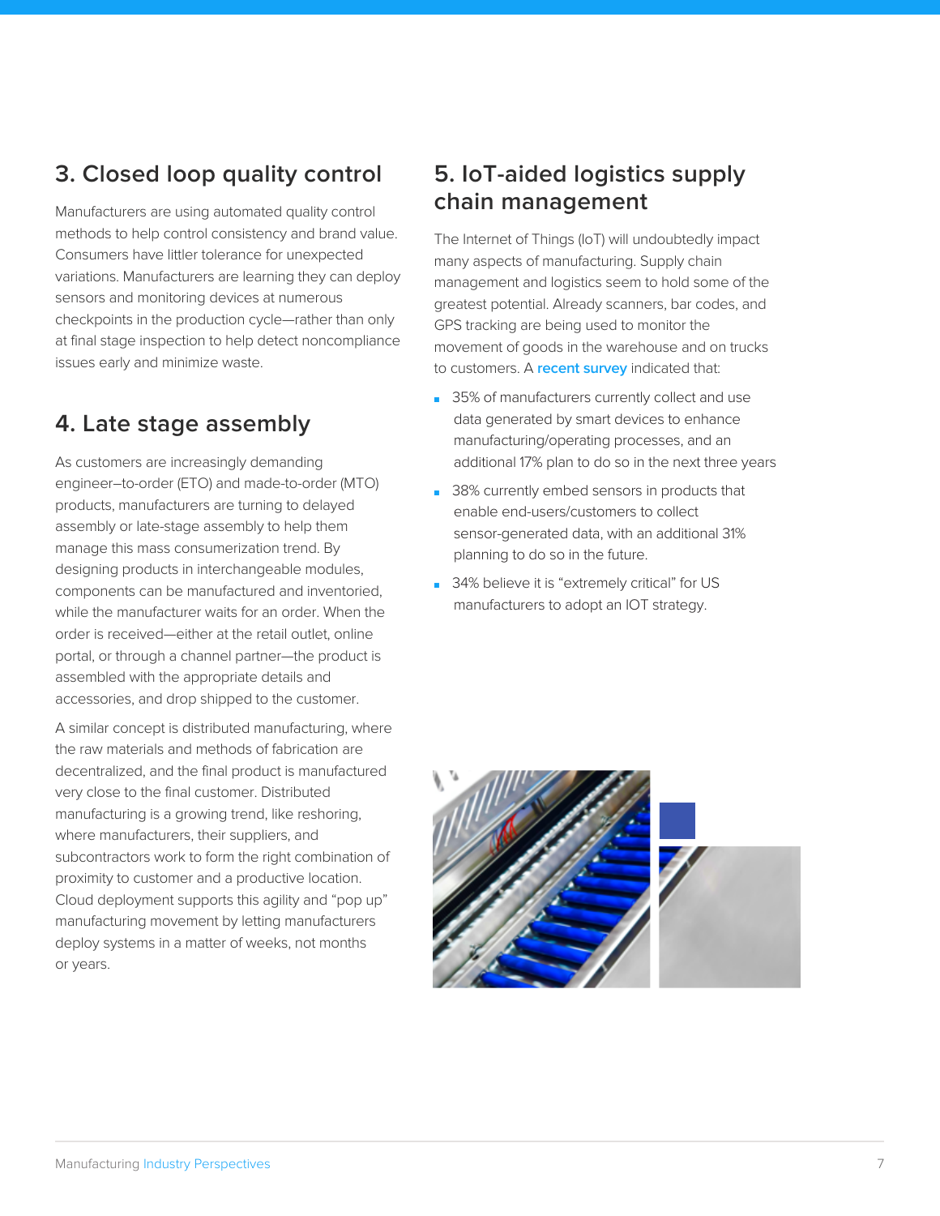## 3. Closed loop quality control

Manufacturers are using automated quality control methods to help control consistency and brand value. Consumers have littler tolerance for unexpected variations. Manufacturers are learning they can deploy sensors and monitoring devices at numerous checkpoints in the production cycle—rather than only at final stage inspection to help detect noncompliance issues early and minimize waste.

## 4. Late stage assembly

As customers are increasingly demanding engineer–to-order (ETO) and made-to-order (MTO) products, manufacturers are turning to delayed assembly or late-stage assembly to help them manage this mass consumerization trend. By designing products in interchangeable modules, components can be manufactured and inventoried, while the manufacturer waits for an order. When the order is received—either at the retail outlet, online portal, or through a channel partner—the product is assembled with the appropriate details and accessories, and drop shipped to the customer.

A similar concept is distributed manufacturing, where the raw materials and methods of fabrication are decentralized, and the final product is manufactured very close to the final customer. Distributed manufacturing is a growing trend, like reshoring, where manufacturers, their suppliers, and subcontractors work to form the right combination of proximity to customer and a productive location. Cloud deployment supports this agility and "pop up" manufacturing movement by letting manufacturers deploy systems in a matter of weeks, not months or years.

## 5. IoT-aided logistics supply chain management

The Internet of Things (IoT) will undoubtedly impact many aspects of manufacturing. Supply chain management and logistics seem to hold some of the greatest potential. Already scanners, bar codes, and GPS tracking are being used to monitor the movement of goods in the warehouse and on trucks to customers. A **recent survey** indicated that:

- 35% of manufacturers currently collect and use data generated by smart devices to enhance manufacturing/operating processes, and an additional 17% plan to do so in the next three years
- 38% currently embed sensors in products that enable end-users/customers to collect sensor-generated data, with an additional 31% planning to do so in the future.
- 34% believe it is "extremely critical" for US manufacturers to adopt an IOT strategy.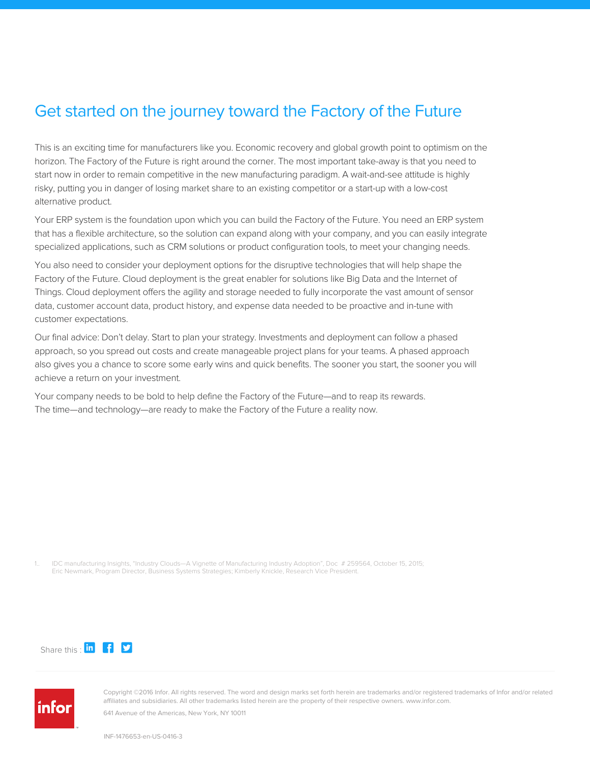# Get started on the journey toward the Factory of the Future

This is an exciting time for manufacturers like you. Economic recovery and global growth point to optimism on the horizon. The Factory of the Future is right around the corner. The most important take-away is that you need to start now in order to remain competitive in the new manufacturing paradigm. A wait-and-see attitude is highly risky, putting you in danger of losing market share to an existing competitor or a start-up with a low-cost alternative product.

Your ERP system is the foundation upon which you can build the Factory of the Future. You need an ERP system that has a flexible architecture, so the solution can expand along with your company, and you can easily integrate specialized applications, such as CRM solutions or product configuration tools, to meet your changing needs.

You also need to consider your deployment options for the disruptive technologies that will help shape the Factory of the Future. Cloud deployment is the great enabler for solutions like Big Data and the Internet of Things. Cloud deployment offers the agility and storage needed to fully incorporate the vast amount of sensor data, customer account data, product history, and expense data needed to be proactive and in-tune with customer expectations.

Our final advice: Don't delay. Start to plan your strategy. Investments and deployment can follow a phased approach, so you spread out costs and create manageable project plans for your teams. A phased approach also gives you a chance to score some early wins and quick benefits. The sooner you start, the sooner you will achieve a return on your investment.

Your company needs to be bold to help define the Factory of the Future—and to reap its rewards.
The time—and technology—are ready to make the Factory of the Future a reality now.

1.. IDC manufacturing Insights, "Industry Clouds—A Vignette of Manufacturing Industry Adoption", Doc # 259564, October 15, 2015; Eric Newmark, Program Director, Business Systems Strategies; Kimberly Knickle, Research Vice President.

Share this :

Copyright ©2016 Infor. All rights reserved. The word and design marks set forth herein are trademarks and/or registered trademarks of Infor and/or related affiliates and subsidiaries. All other trademarks listed herein are the property of their respective owners. www.infor.com.

641 Avenue of the Americas, New York, NY 10011

INF-1476653-en-US-0416-3